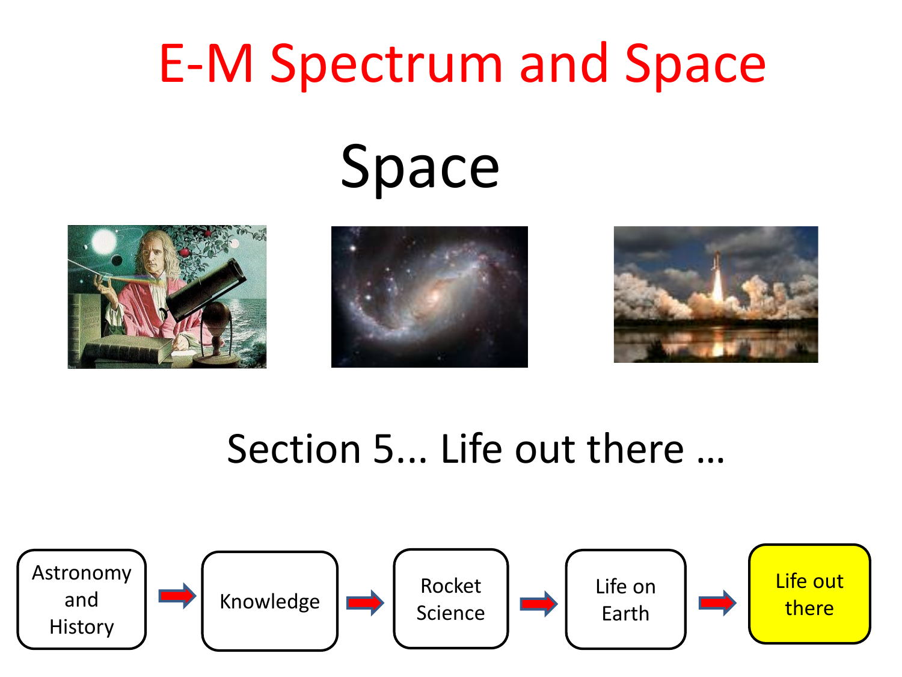# E-M Spectrum and Space

## Space

Section 5... Life out there ...

Astronomy and History → Knowledge → Rocket Science → Life on Earth → **Life out there**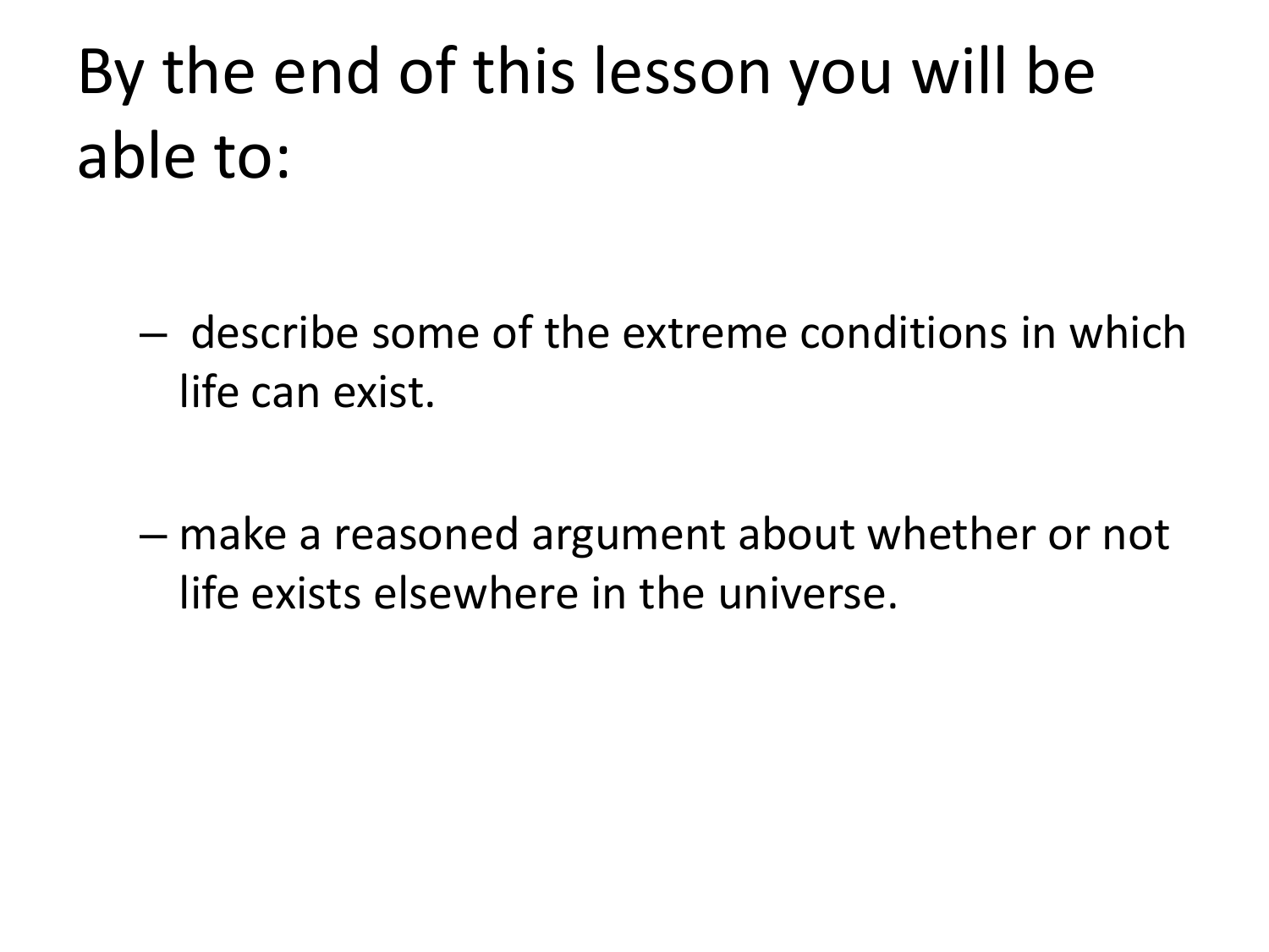# By the end of this lesson you will be able to:

- describe some of the extreme conditions in which life can exist.
- make a reasoned argument about whether or not life exists elsewhere in the universe.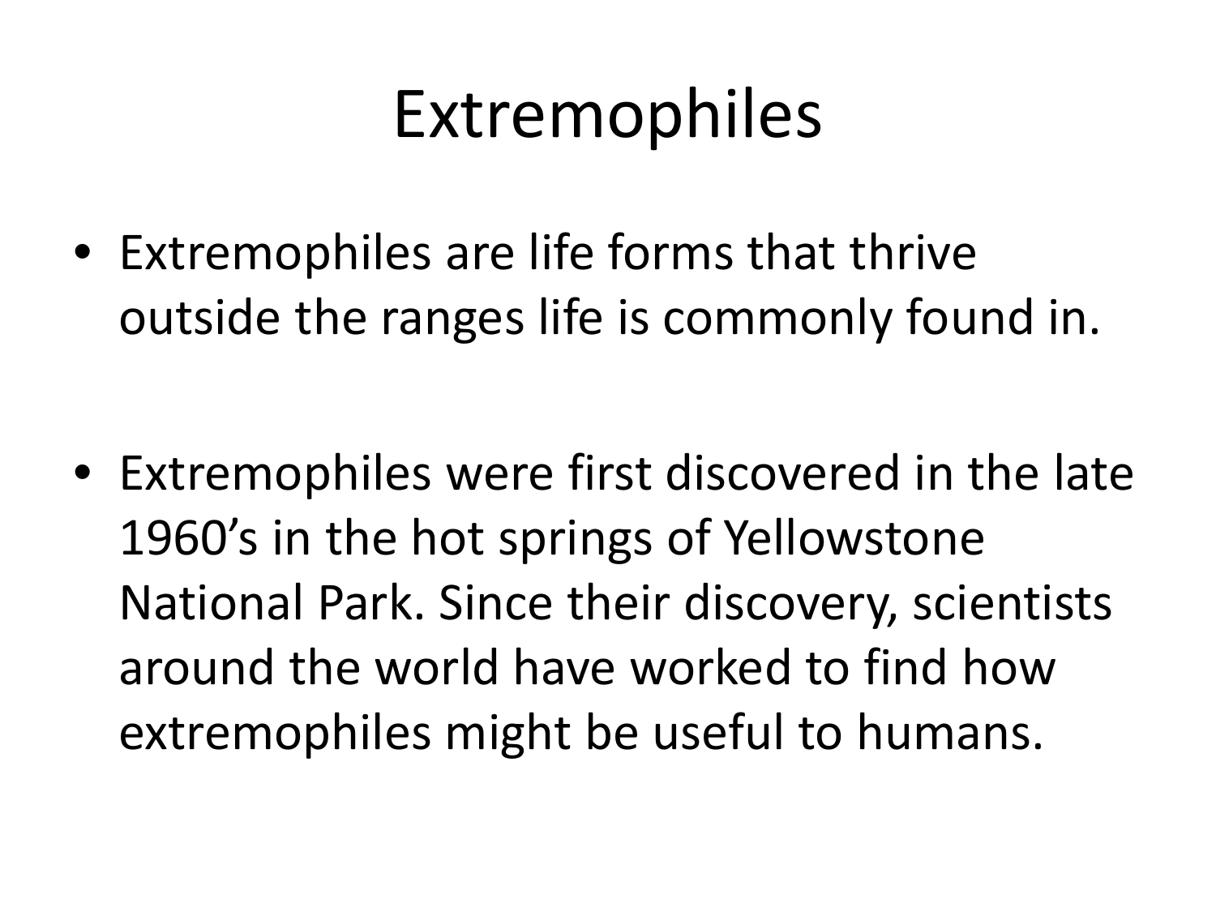# Extremophiles

- Extremophiles are life forms that thrive outside the ranges life is commonly found in.

- Extremophiles were first discovered in the late 1960's in the hot springs of Yellowstone National Park. Since their discovery, scientists around the world have worked to find how extremophiles might be useful to humans.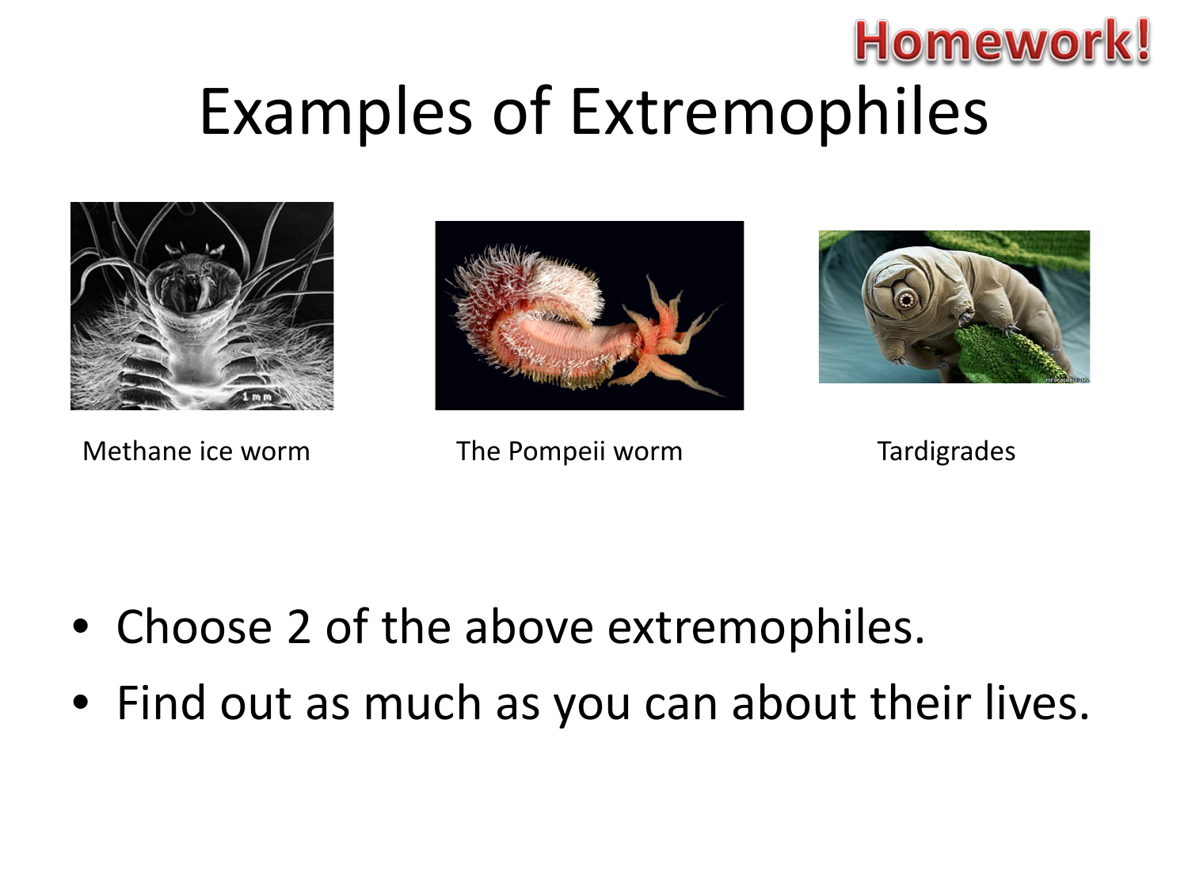Homework!

# Examples of Extremophiles

Methane ice worm

The Pompeii worm

Tardigrades

- Choose 2 of the above extremophiles.
- Find out as much as you can about their lives.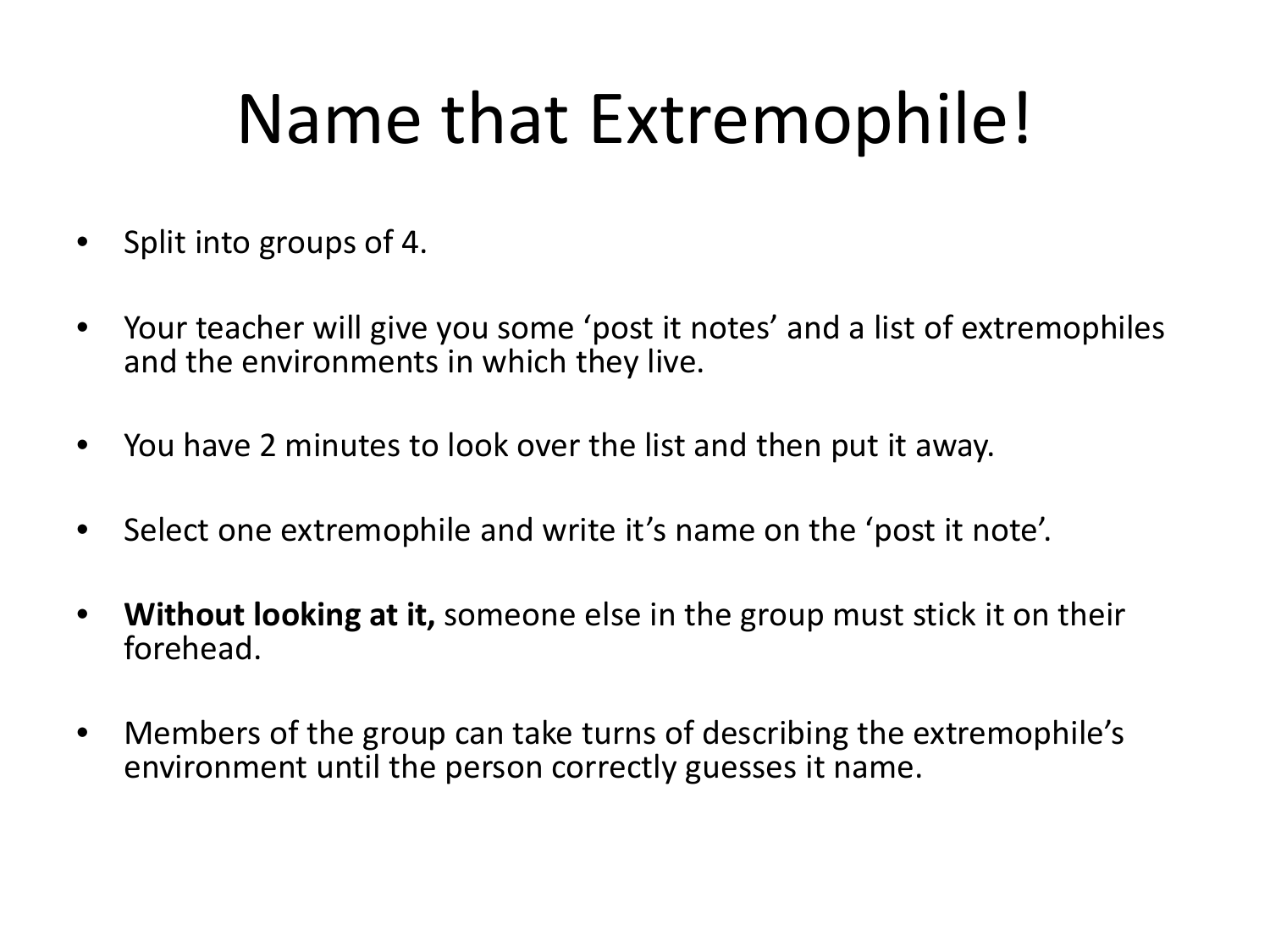# Name that Extremophile!

- Split into groups of 4.
- Your teacher will give you some 'post it notes' and a list of extremophiles and the environments in which they live.
- You have 2 minutes to look over the list and then put it away.
- Select one extremophile and write it's name on the 'post it note'.
- **Without looking at it,** someone else in the group must stick it on their forehead.
- Members of the group can take turns of describing the extremophile's environment until the person correctly guesses it name.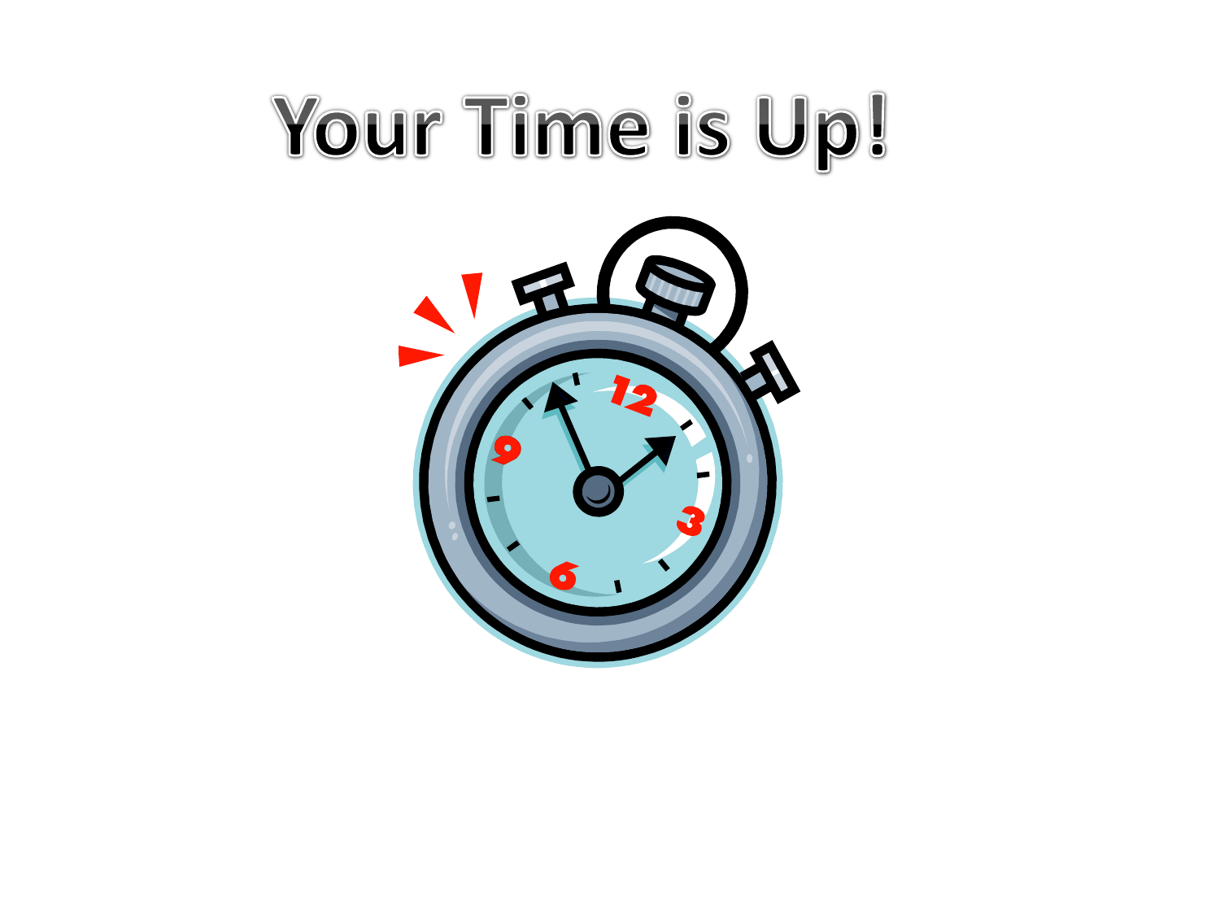# Your Time is Up!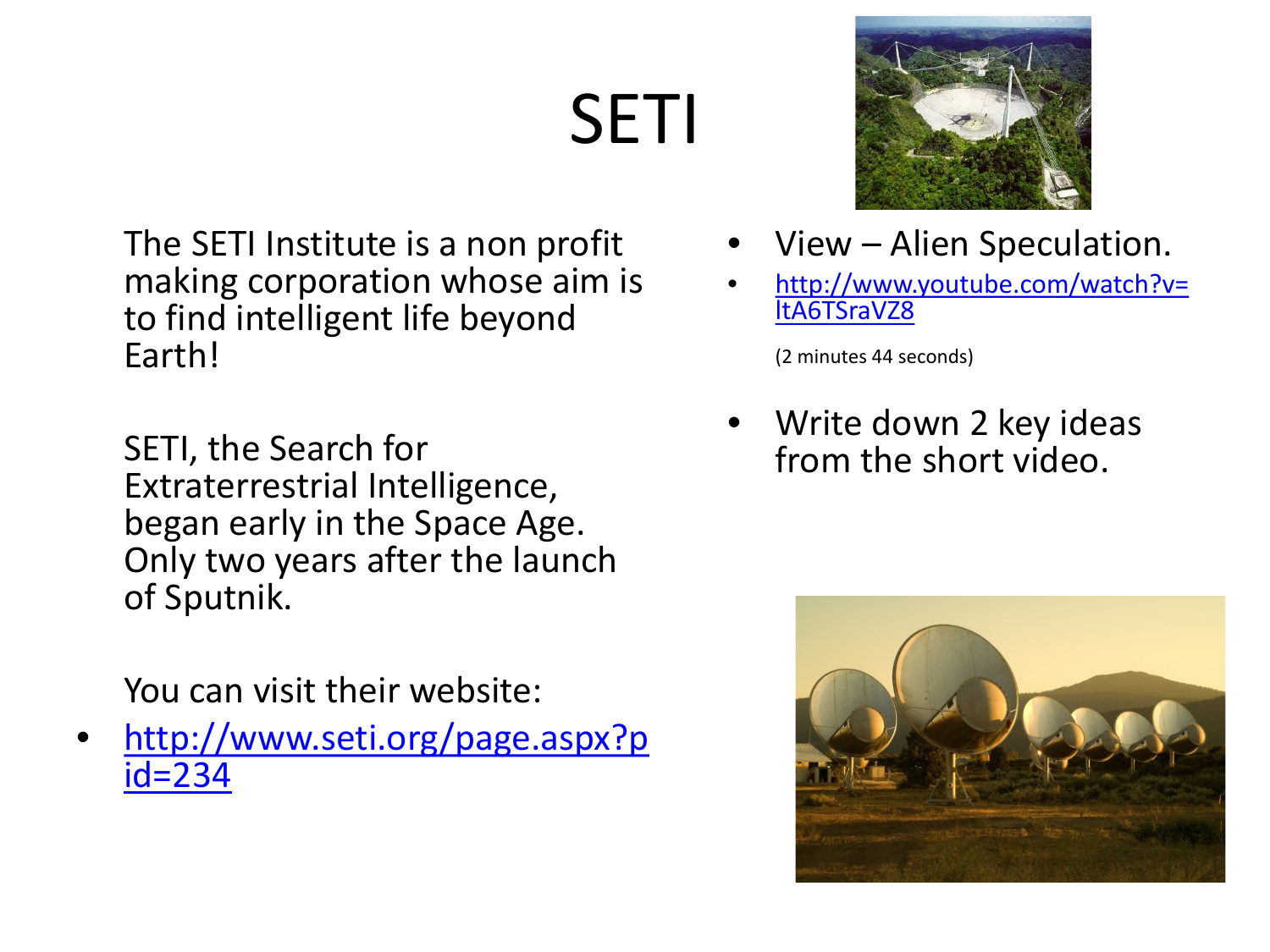# SETI

The SETI Institute is a non profit making corporation whose aim is to find intelligent life beyond Earth!

SETI, the Search for Extraterrestrial Intelligence, began early in the Space Age. Only two years after the launch of Sputnik.

You can visit their website:

- http://www.seti.org/page.aspx?pid=234

- View – Alien Speculation.
- http://www.youtube.com/watch?v=ltA6TSraVZ8

  (2 minutes 44 seconds)

- Write down 2 key ideas from the short video.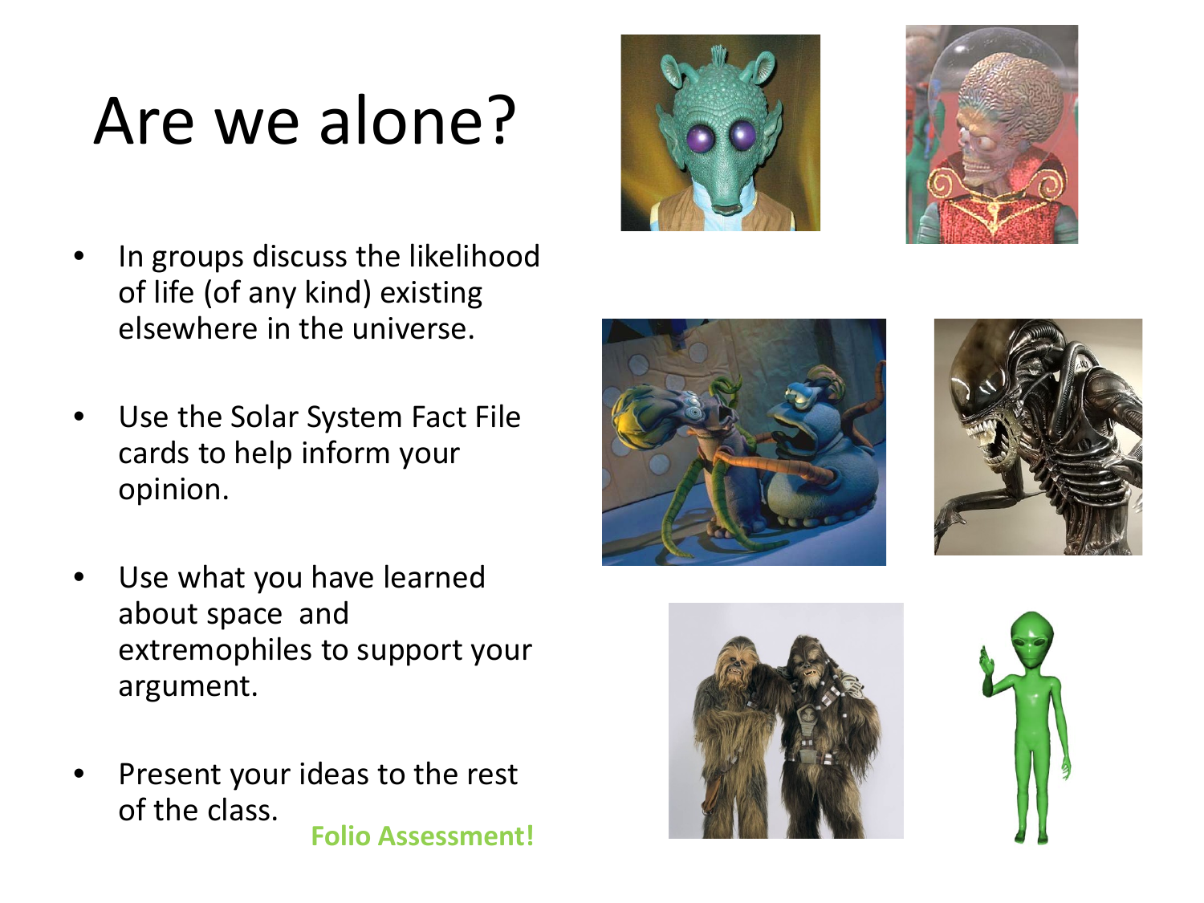# Are we alone?

- In groups discuss the likelihood of life (of any kind) existing elsewhere in the universe.
- Use the Solar System Fact File cards to help inform your opinion.
- Use what you have learned about space and extremophiles to support your argument.
- Present your ideas to the rest of the class.

**Folio Assessment!**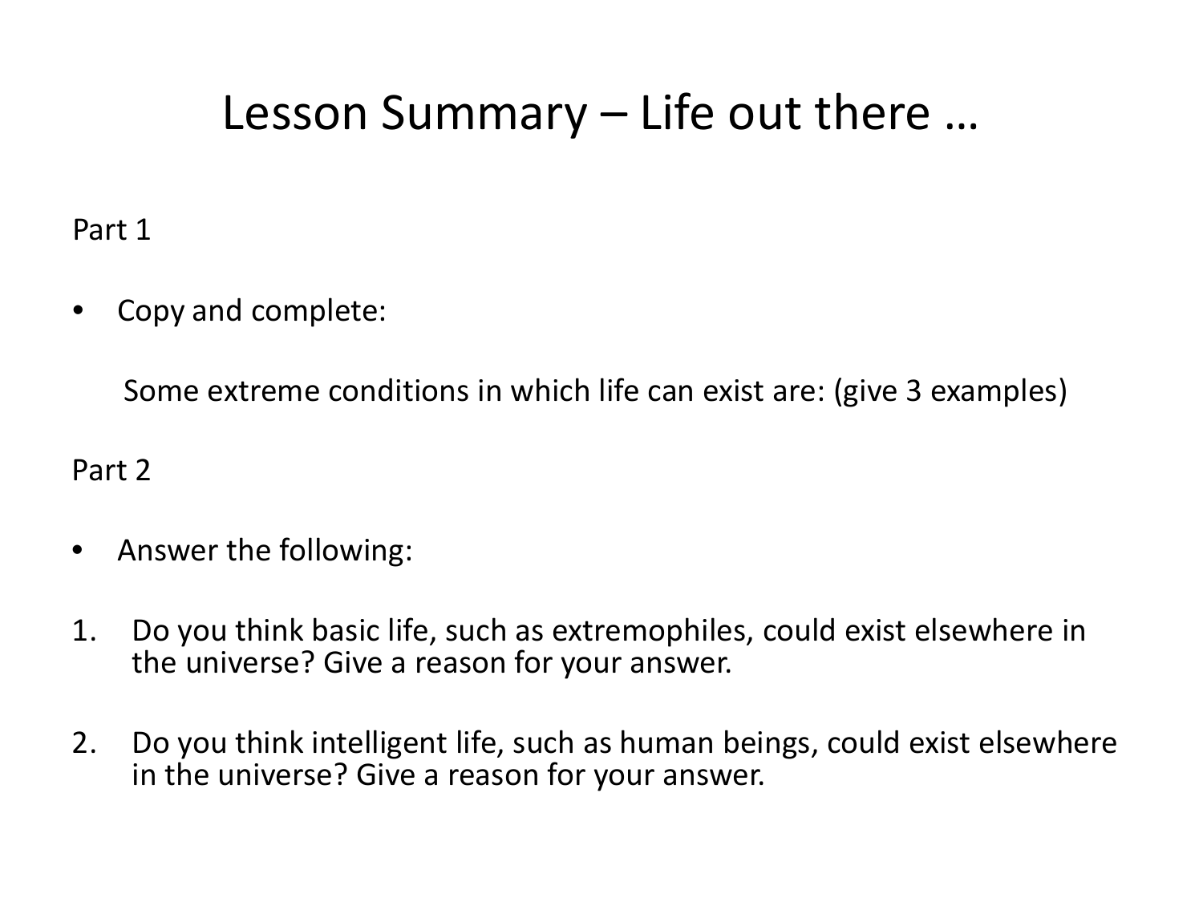# Lesson Summary – Life out there …

Part 1

- Copy and complete:

  Some extreme conditions in which life can exist are: (give 3 examples)

Part 2

- Answer the following:

1. Do you think basic life, such as extremophiles, could exist elsewhere in the universe? Give a reason for your answer.
2. Do you think intelligent life, such as human beings, could exist elsewhere in the universe? Give a reason for your answer.